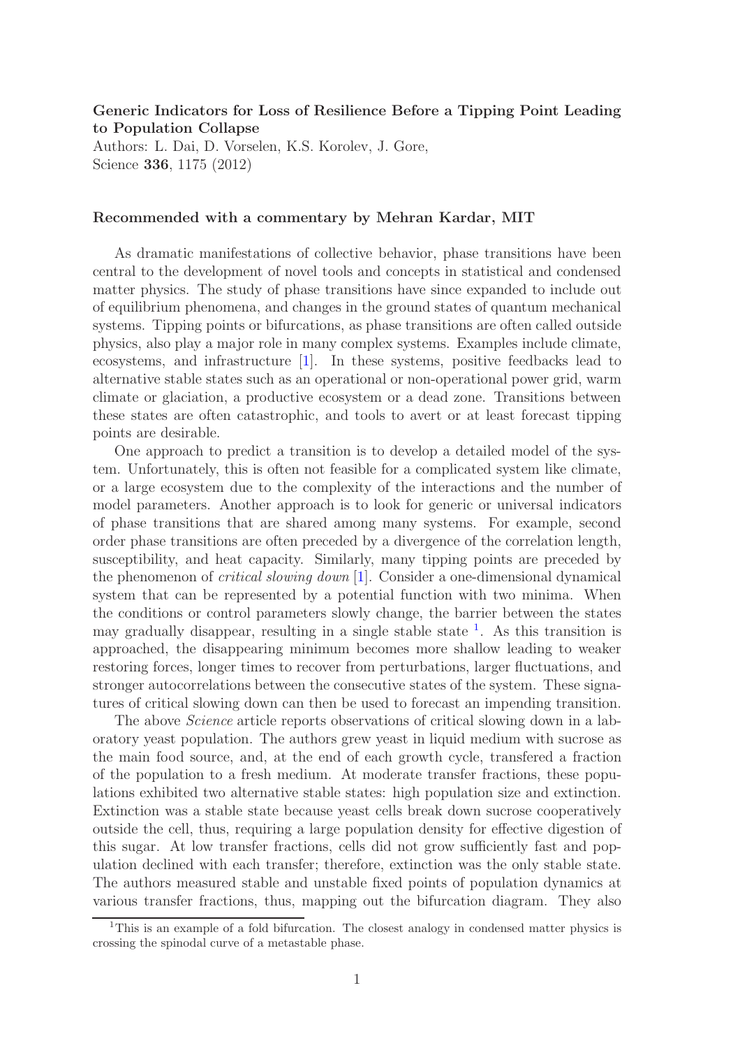**Generic Indicators for Loss of Resilience Before a Tipping Point Leading to Population Collapse**

Authors: L. Dai, D. Vorselen, K.S. Korolev, J. Gore,
Science **336**, 1175 (2012)

**Recommended with a commentary by Mehran Kardar, MIT**

As dramatic manifestations of collective behavior, phase transitions have been central to the development of novel tools and concepts in statistical and condensed matter physics. The study of phase transitions have since expanded to include out of equilibrium phenomena, and changes in the ground states of quantum mechanical systems. Tipping points or bifurcations, as phase transitions are often called outside physics, also play a major role in many complex systems. Examples include climate, ecosystems, and infrastructure [1]. In these systems, positive feedbacks lead to alternative stable states such as an operational or non-operational power grid, warm climate or glaciation, a productive ecosystem or a dead zone. Transitions between these states are often catastrophic, and tools to avert or at least forecast tipping points are desirable.

One approach to predict a transition is to develop a detailed model of the system. Unfortunately, this is often not feasible for a complicated system like climate, or a large ecosystem due to the complexity of the interactions and the number of model parameters. Another approach is to look for generic or universal indicators of phase transitions that are shared among many systems. For example, second order phase transitions are often preceded by a divergence of the correlation length, susceptibility, and heat capacity. Similarly, many tipping points are preceded by the phenomenon of *critical slowing down* [1]. Consider a one-dimensional dynamical system that can be represented by a potential function with two minima. When the conditions or control parameters slowly change, the barrier between the states may gradually disappear, resulting in a single stable state [1]. As this transition is approached, the disappearing minimum becomes more shallow leading to weaker restoring forces, longer times to recover from perturbations, larger fluctuations, and stronger autocorrelations between the consecutive states of the system. These signatures of critical slowing down can then be used to forecast an impending transition.

The above *Science* article reports observations of critical slowing down in a laboratory yeast population. The authors grew yeast in liquid medium with sucrose as the main food source, and, at the end of each growth cycle, transfered a fraction of the population to a fresh medium. At moderate transfer fractions, these populations exhibited two alternative stable states: high population size and extinction. Extinction was a stable state because yeast cells break down sucrose cooperatively outside the cell, thus, requiring a large population density for effective digestion of this sugar. At low transfer fractions, cells did not grow sufficiently fast and population declined with each transfer; therefore, extinction was the only stable state. The authors measured stable and unstable fixed points of population dynamics at various transfer fractions, thus, mapping out the bifurcation diagram. They also

[1] This is an example of a fold bifurcation. The closest analogy in condensed matter physics is crossing the spinodal curve of a metastable phase.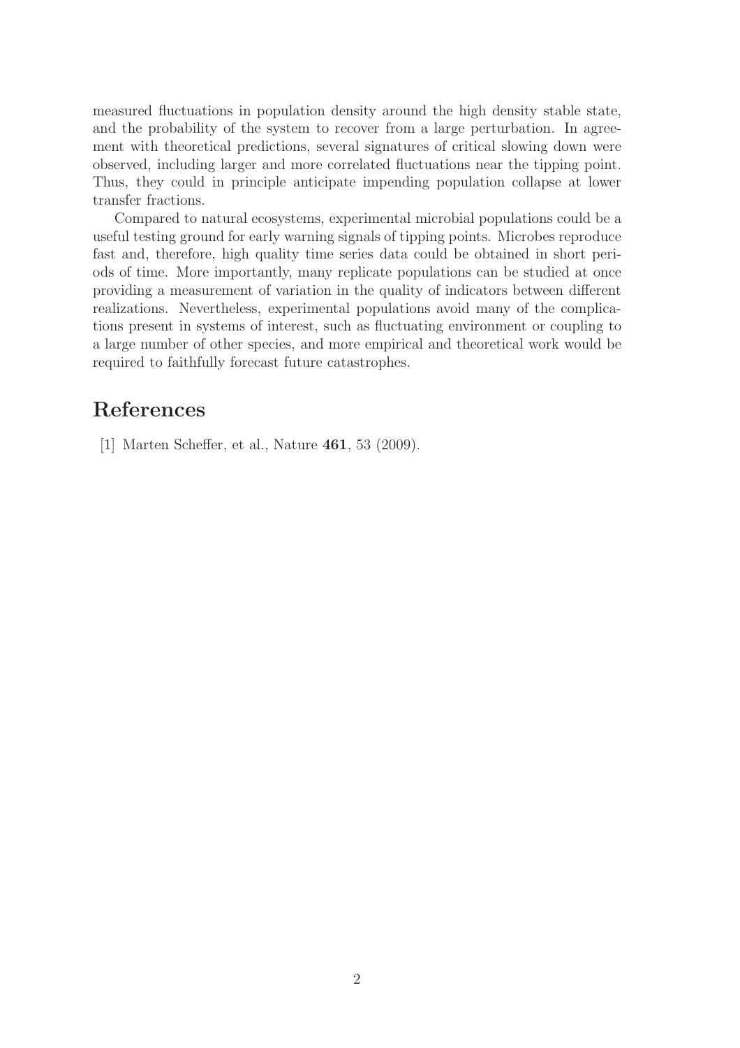measured fluctuations in population density around the high density stable state, and the probability of the system to recover from a large perturbation. In agreement with theoretical predictions, several signatures of critical slowing down were observed, including larger and more correlated fluctuations near the tipping point. Thus, they could in principle anticipate impending population collapse at lower transfer fractions.

Compared to natural ecosystems, experimental microbial populations could be a useful testing ground for early warning signals of tipping points. Microbes reproduce fast and, therefore, high quality time series data could be obtained in short periods of time. More importantly, many replicate populations can be studied at once providing a measurement of variation in the quality of indicators between different realizations. Nevertheless, experimental populations avoid many of the complications present in systems of interest, such as fluctuating environment or coupling to a large number of other species, and more empirical and theoretical work would be required to faithfully forecast future catastrophes.

# References

[1] Marten Scheffer, et al., Nature **461**, 53 (2009).